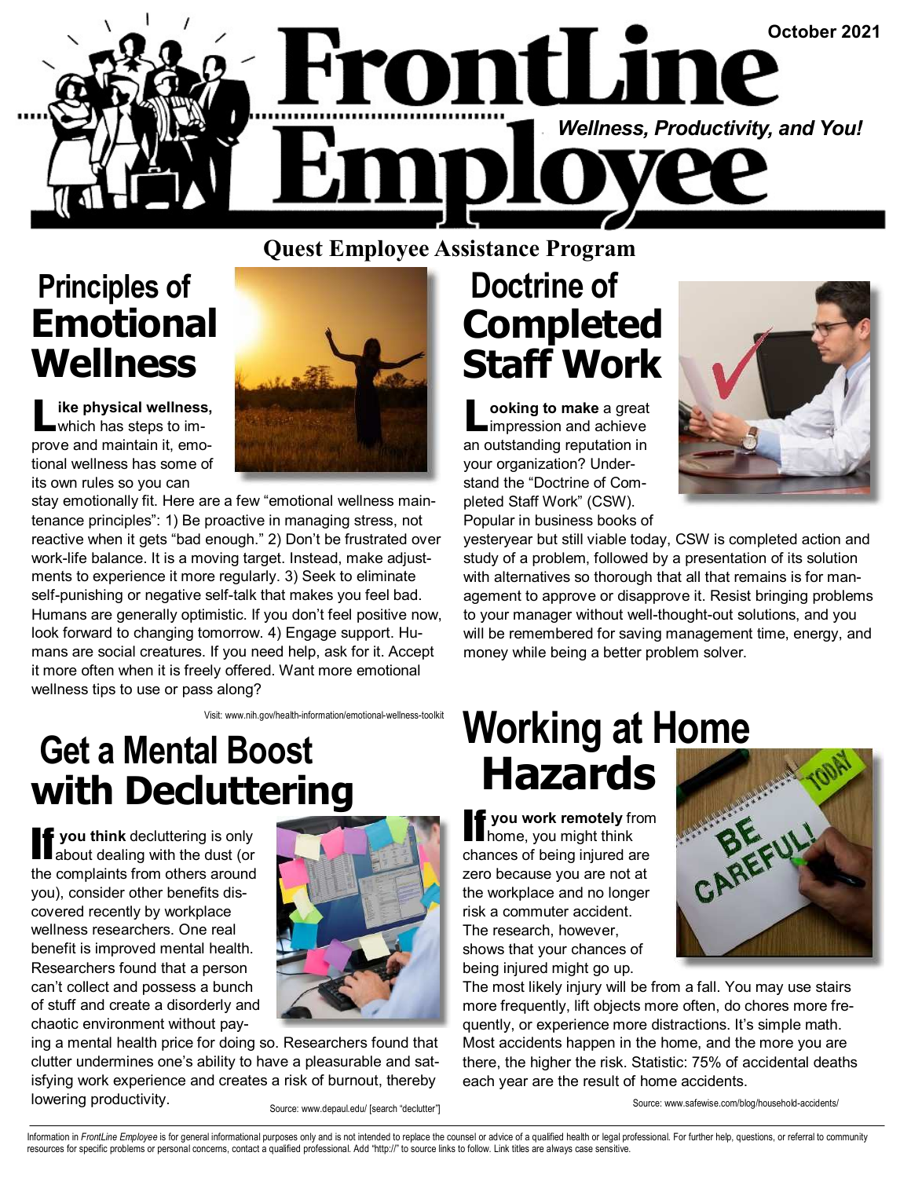# FrontLine Employee

October 2021

*Wellness, Productivity, and You!*

**Quest Employee Assistance Program**

## Principles of Emotional Wellness

**Like physical wellness,** which has steps to improve and maintain it, emotional wellness has some of its own rules so you can stay emotionally fit. Here are a few "emotional wellness maintenance principles": 1) Be proactive in managing stress, not reactive when it gets "bad enough." 2) Don't be frustrated over work-life balance. It is a moving target. Instead, make adjustments to experience it more regularly. 3) Seek to eliminate self-punishing or negative self-talk that makes you feel bad. Humans are generally optimistic. If you don't feel positive now, look forward to changing tomorrow. 4) Engage support. Humans are social creatures. If you need help, ask for it. Accept it more often when it is freely offered. Want more emotional wellness tips to use or pass along?

Visit: www.nih.gov/health-information/emotional-wellness-toolkit

## Doctrine of Completed Staff Work

**Looking to make** a great impression and achieve an outstanding reputation in your organization? Understand the "Doctrine of Completed Staff Work" (CSW). Popular in business books of yesteryear but still viable today, CSW is completed action and study of a problem, followed by a presentation of its solution with alternatives so thorough that all that remains is for management to approve or disapprove it. Resist bringing problems to your manager without well-thought-out solutions, and you will be remembered for saving management time, energy, and money while being a better problem solver.

## Get a Mental Boost with Decluttering

**If you think** decluttering is only about dealing with the dust (or the complaints from others around you), consider other benefits discovered recently by workplace wellness researchers. One real benefit is improved mental health. Researchers found that a person can't collect and possess a bunch of stuff and create a disorderly and chaotic environment without paying a mental health price for doing so. Researchers found that clutter undermines one's ability to have a pleasurable and satisfying work experience and creates a risk of burnout, thereby lowering productivity.

Source: www.depaul.edu/ [search "declutter"]

## Working at Home Hazards

**If you work remotely** from home, you might think chances of being injured are zero because you are not at the workplace and no longer risk a commuter accident. The research, however, shows that your chances of being injured might go up. The most likely injury will be from a fall. You may use stairs more frequently, lift objects more often, do chores more frequently, or experience more distractions. It's simple math. Most accidents happen in the home, and the more you are there, the higher the risk. Statistic: 75% of accidental deaths each year are the result of home accidents.

Source: www.safewise.com/blog/household-accidents/

Information in *FrontLine Employee* is for general informational purposes only and is not intended to replace the counsel or advice of a qualified health or legal professional. For further help, questions, or referral to community resources for specific problems or personal concerns, contact a qualified professional. Add "http://" to source links to follow. Link titles are always case sensitive.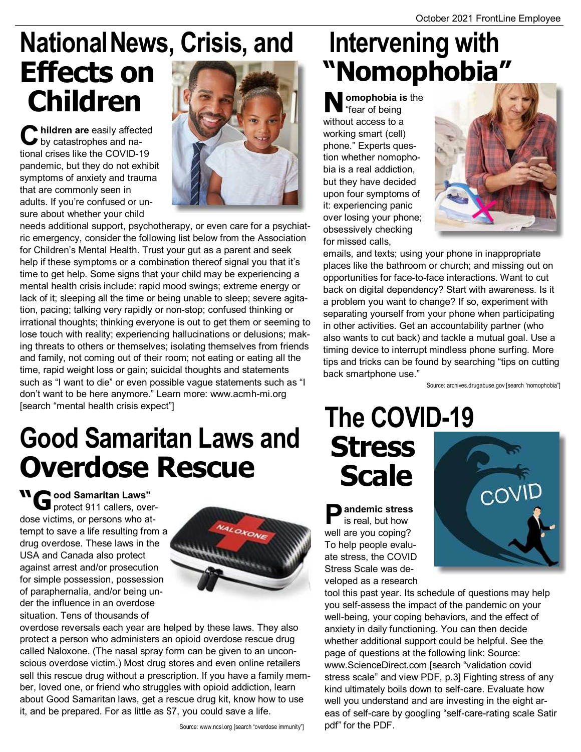# National News, Crisis, and Effects on Children

**Children are** easily affected by catastrophes and national crises like the COVID-19 pandemic, but they do not exhibit symptoms of anxiety and trauma that are commonly seen in adults. If you're confused or unsure about whether your child needs additional support, psychotherapy, or even care for a psychiatric emergency, consider the following list below from the Association for Children's Mental Health. Trust your gut as a parent and seek help if these symptoms or a combination thereof signal you that it's time to get help. Some signs that your child may be experiencing a mental health crisis include: rapid mood swings; extreme energy or lack of it; sleeping all the time or being unable to sleep; severe agitation, pacing; talking very rapidly or non-stop; confused thinking or irrational thoughts; thinking everyone is out to get them or seeming to lose touch with reality; experiencing hallucinations or delusions; making threats to others or themselves; isolating themselves from friends and family, not coming out of their room; not eating or eating all the time, rapid weight loss or gain; suicidal thoughts and statements such as "I want to die" or even possible vague statements such as "I don't want to be here anymore." Learn more: www.acmh-mi.org [search "mental health crisis expect"]

# Good Samaritan Laws and Overdose Rescue

**"Good Samaritan Laws"** protect 911 callers, overdose victims, or persons who attempt to save a life resulting from a drug overdose. These laws in the USA and Canada also protect against arrest and/or prosecution for simple possession, possession of paraphernalia, and/or being under the influence in an overdose situation. Tens of thousands of overdose reversals each year are helped by these laws. They also protect a person who administers an opioid overdose rescue drug called Naloxone. (The nasal spray form can be given to an unconscious overdose victim.) Most drug stores and even online retailers sell this rescue drug without a prescription. If you have a family member, loved one, or friend who struggles with opioid addiction, learn about Good Samaritan laws, get a rescue drug kit, know how to use it, and be prepared. For as little as $7, you could save a life.

Source: www.ncsl.org [search "overdose immunity"]

# Intervening with "Nomophobia"

**Nomophobia is** the "fear of being without access to a working smart (cell) phone." Experts question whether nomophobia is a real addiction, but they have decided upon four symptoms of it: experiencing panic over losing your phone; obsessively checking for missed calls, emails, and texts; using your phone in inappropriate places like the bathroom or church; and missing out on opportunities for face-to-face interactions. Want to cut back on digital dependency? Start with awareness. Is it a problem you want to change? If so, experiment with separating yourself from your phone when participating in other activities. Get an accountability partner (who also wants to cut back) and tackle a mutual goal. Use a timing device to interrupt mindless phone surfing. More tips and tricks can be found by searching "tips on cutting back smartphone use."

Source: archives.drugabuse.gov [search "nomophobia"]

# The COVID-19 Stress Scale

**Pandemic stress** is real, but how well are you coping? To help people evaluate stress, the COVID Stress Scale was developed as a research tool this past year. Its schedule of questions may help you self-assess the impact of the pandemic on your well-being, your coping behaviors, and the effect of anxiety in daily functioning. You can then decide whether additional support could be helpful. See the page of questions at the following link: Source: www.ScienceDirect.com [search "validation covid stress scale" and view PDF, p.3] Fighting stress of any kind ultimately boils down to self-care. Evaluate how well you understand and are investing in the eight areas of self-care by googling "self-care-rating scale Satir pdf" for the PDF.